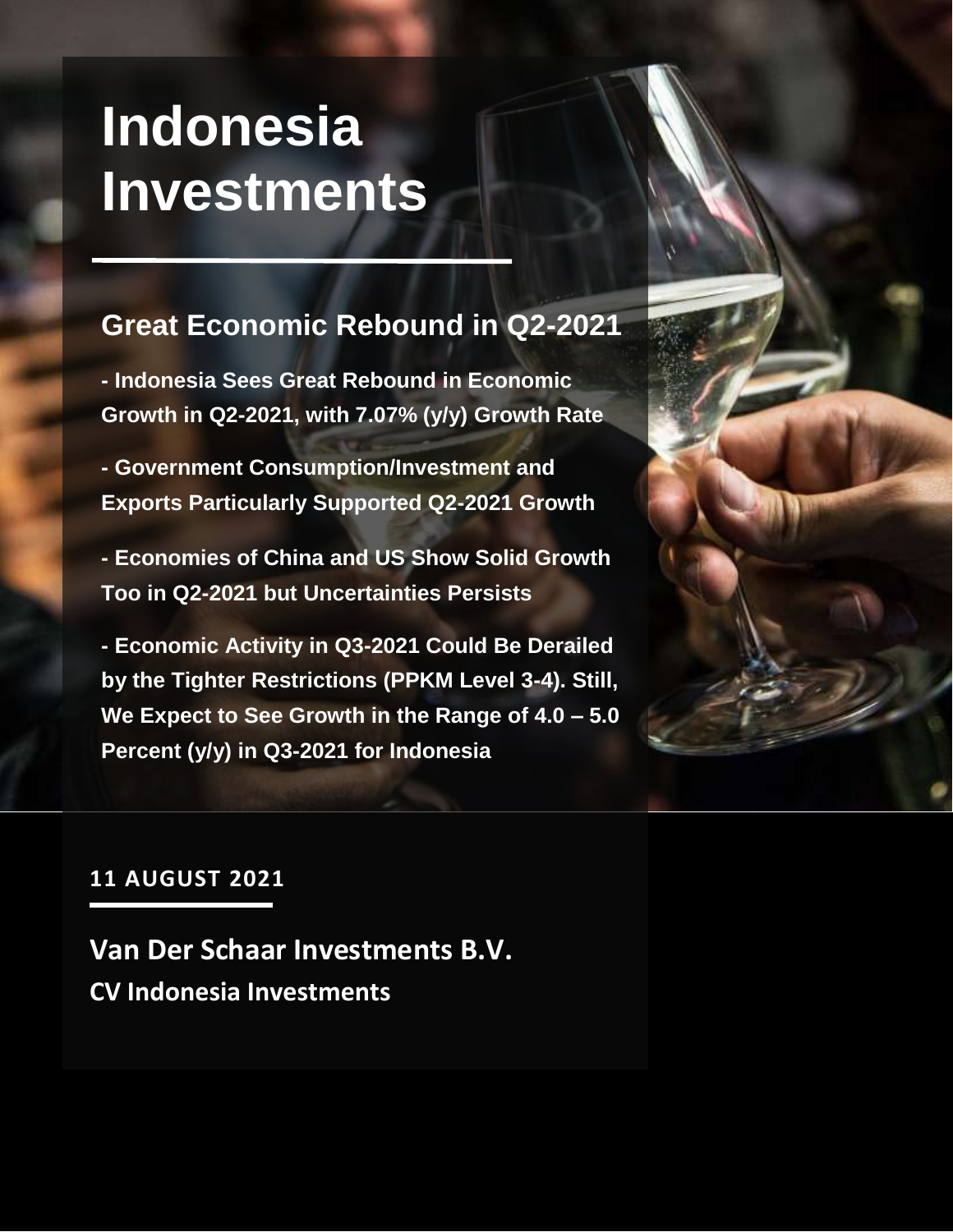# Indonesia Investments

## Great Economic Rebound in Q2-2021

**- Indonesia Sees Great Rebound in Economic Growth in Q2-2021, with 7.07% (y/y) Growth Rate**

**- Government Consumption/Investment and Exports Particularly Supported Q2-2021 Growth**

**- Economies of China and US Show Solid Growth Too in Q2-2021 but Uncertainties Persists**

**- Economic Activity in Q3-2021 Could Be Derailed by the Tighter Restrictions (PPKM Level 3-4). Still, We Expect to See Growth in the Range of 4.0 – 5.0 Percent (y/y) in Q3-2021 for Indonesia**

**11 AUGUST 2021**

**Van Der Schaar Investments B.V.**

**CV Indonesia Investments**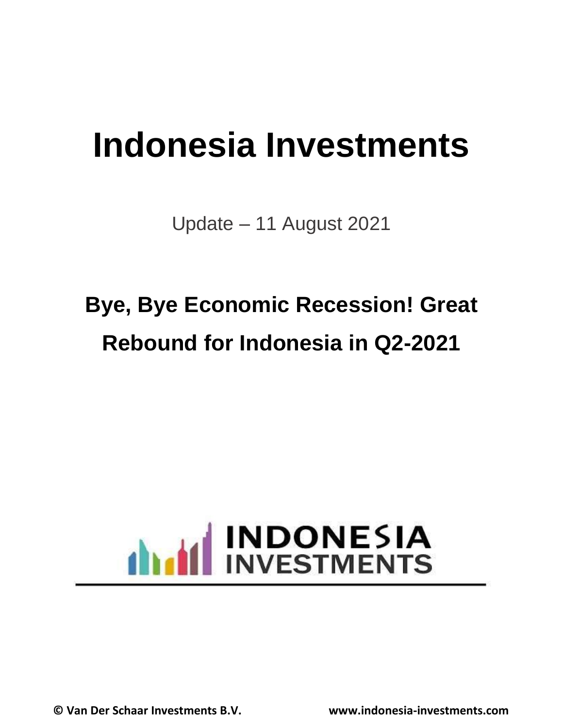# Indonesia Investments

Update – 11 August 2021

## Bye, Bye Economic Recession! Great Rebound for Indonesia in Q2-2021

INDONESIA INVESTMENTS

**© Van Der Schaar Investments B.V.** **www.indonesia-investments.com**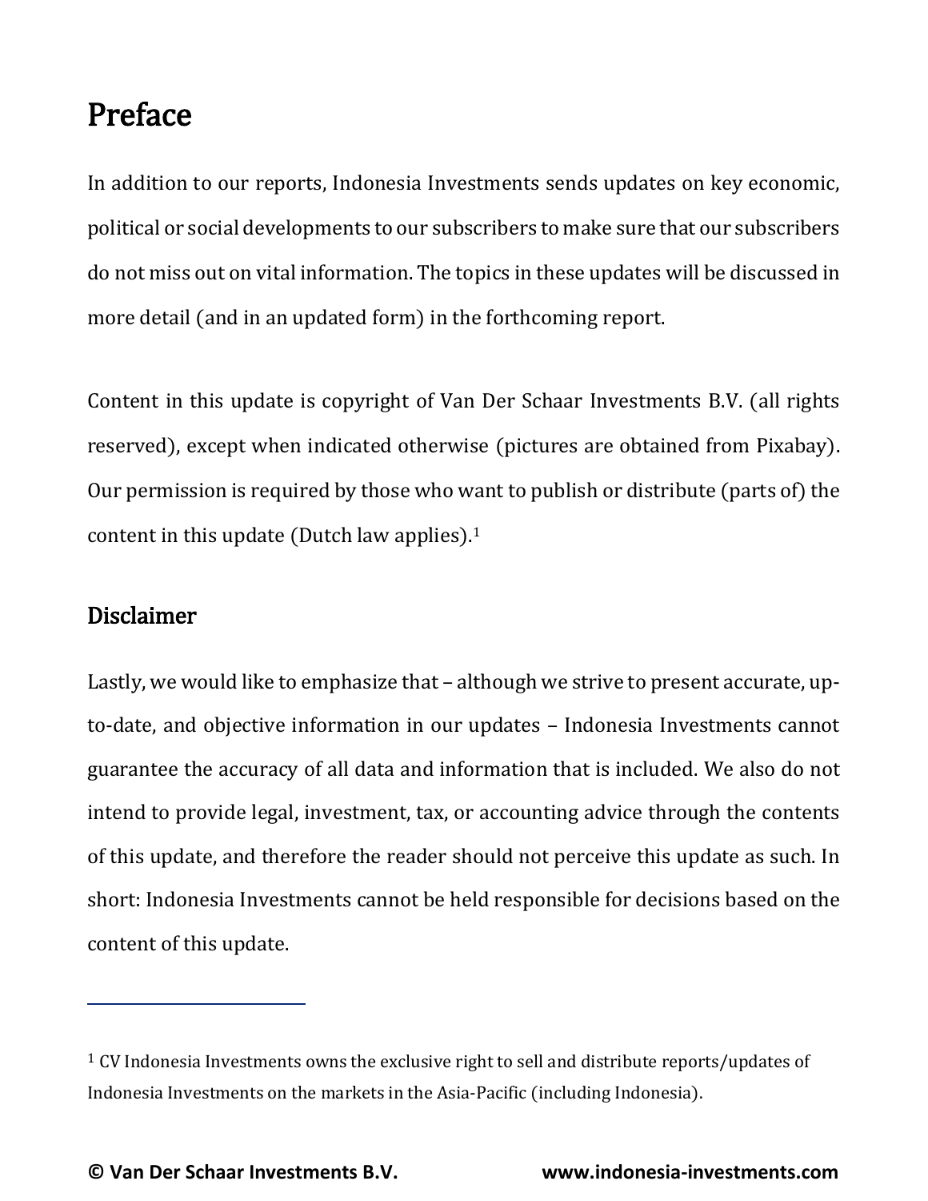# Preface

In addition to our reports, Indonesia Investments sends updates on key economic, political or social developments to our subscribers to make sure that our subscribers do not miss out on vital information. The topics in these updates will be discussed in more detail (and in an updated form) in the forthcoming report.

Content in this update is copyright of Van Der Schaar Investments B.V. (all rights reserved), except when indicated otherwise (pictures are obtained from Pixabay). Our permission is required by those who want to publish or distribute (parts of) the content in this update (Dutch law applies).[1]

## Disclaimer

Lastly, we would like to emphasize that – although we strive to present accurate, up-to-date, and objective information in our updates – Indonesia Investments cannot guarantee the accuracy of all data and information that is included. We also do not intend to provide legal, investment, tax, or accounting advice through the contents of this update, and therefore the reader should not perceive this update as such. In short: Indonesia Investments cannot be held responsible for decisions based on the content of this update.

---

[1] CV Indonesia Investments owns the exclusive right to sell and distribute reports/updates of Indonesia Investments on the markets in the Asia-Pacific (including Indonesia).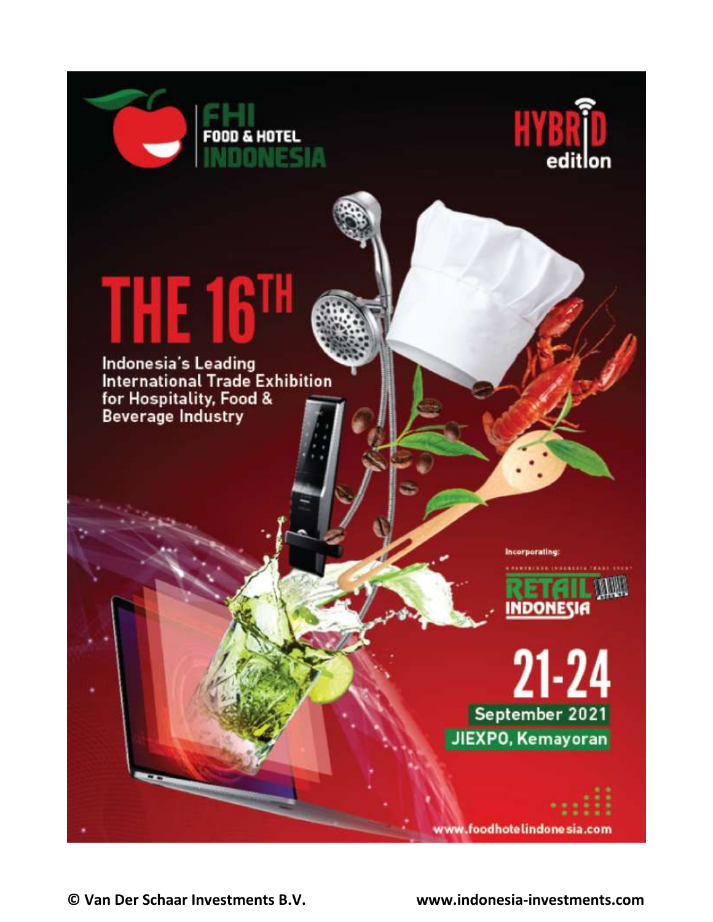FHI FOOD & HOTEL INDONESIA

HYBRID edition

# THE 16TH

Indonesia's Leading International Trade Exhibition for Hospitality, Food & Beverage Industry

Incorporating:

RETAIL INDONESIA

**21-24**

September 2021

JIEXPO, Kemayoran

www.foodhotelindonesia.com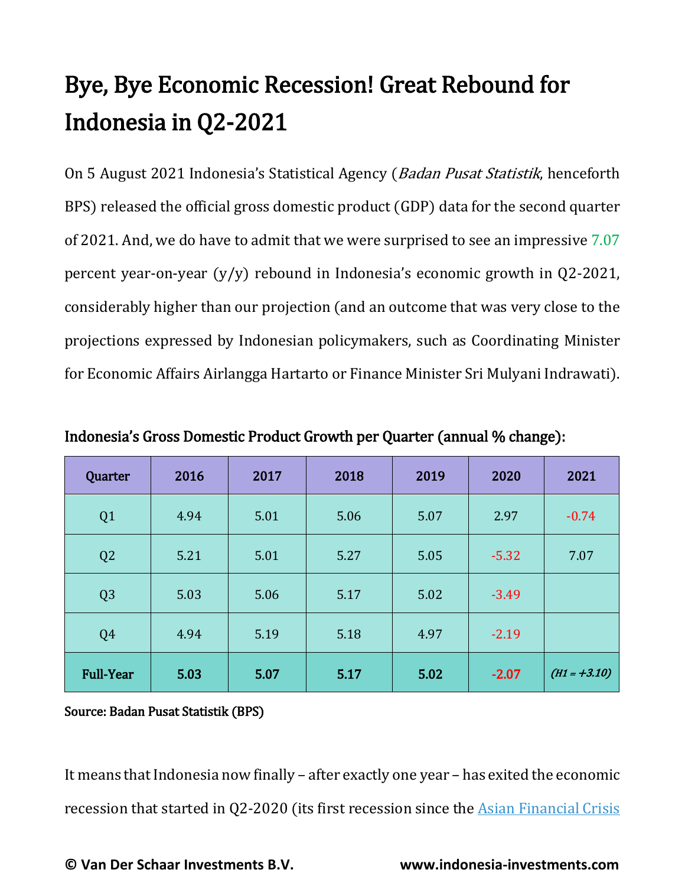# Bye, Bye Economic Recession! Great Rebound for Indonesia in Q2-2021

On 5 August 2021 Indonesia's Statistical Agency (*Badan Pusat Statistik*, henceforth BPS) released the official gross domestic product (GDP) data for the second quarter of 2021. And, we do have to admit that we were surprised to see an impressive 7.07 percent year-on-year (y/y) rebound in Indonesia's economic growth in Q2-2021, considerably higher than our projection (and an outcome that was very close to the projections expressed by Indonesian policymakers, such as Coordinating Minister for Economic Affairs Airlangga Hartarto or Finance Minister Sri Mulyani Indrawati).

**Indonesia's Gross Domestic Product Growth per Quarter (annual % change):**

| Quarter | 2016 | 2017 | 2018 | 2019 | 2020 | 2021 |
|---|---|---|---|---|---|---|
| Q1 | 4.94 | 5.01 | 5.06 | 5.07 | 2.97 | -0.74 |
| Q2 | 5.21 | 5.01 | 5.27 | 5.05 | -5.32 | 7.07 |
| Q3 | 5.03 | 5.06 | 5.17 | 5.02 | -3.49 | |
| Q4 | 4.94 | 5.19 | 5.18 | 4.97 | -2.19 | |
| **Full-Year** | **5.03** | **5.07** | **5.17** | **5.02** | **-2.07** | ***(H1 = +3.10)*** |

**Source: Badan Pusat Statistik (BPS)**

It means that Indonesia now finally – after exactly one year – has exited the economic recession that started in Q2-2020 (its first recession since the Asian Financial Crisis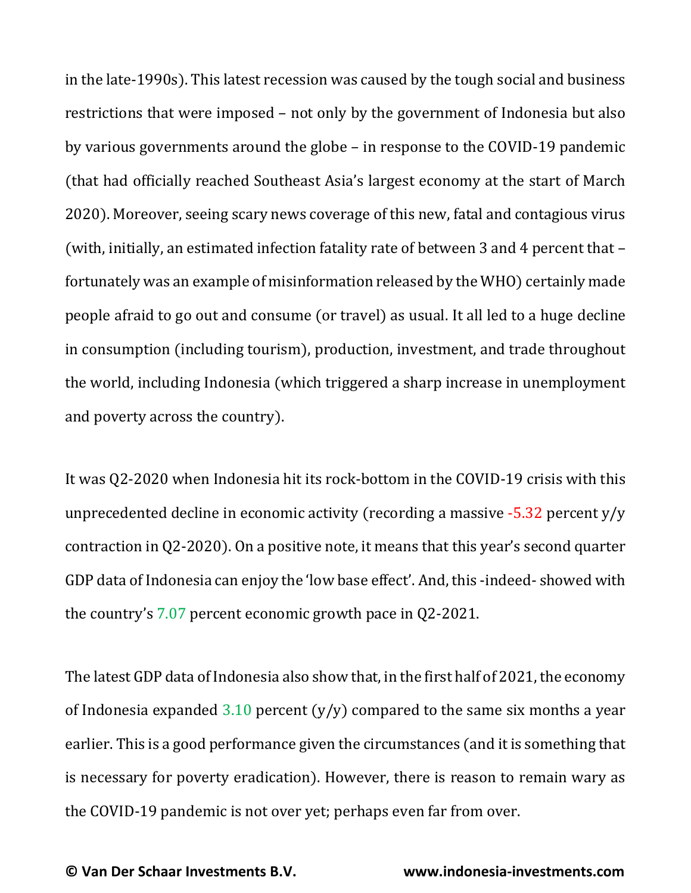in the late-1990s). This latest recession was caused by the tough social and business restrictions that were imposed – not only by the government of Indonesia but also by various governments around the globe – in response to the COVID-19 pandemic (that had officially reached Southeast Asia's largest economy at the start of March 2020). Moreover, seeing scary news coverage of this new, fatal and contagious virus (with, initially, an estimated infection fatality rate of between 3 and 4 percent that – fortunately was an example of misinformation released by the WHO) certainly made people afraid to go out and consume (or travel) as usual. It all led to a huge decline in consumption (including tourism), production, investment, and trade throughout the world, including Indonesia (which triggered a sharp increase in unemployment and poverty across the country).

It was Q2-2020 when Indonesia hit its rock-bottom in the COVID-19 crisis with this unprecedented decline in economic activity (recording a massive -5.32 percent y/y contraction in Q2-2020). On a positive note, it means that this year's second quarter GDP data of Indonesia can enjoy the 'low base effect'. And, this -indeed- showed with the country's 7.07 percent economic growth pace in Q2-2021.

The latest GDP data of Indonesia also show that, in the first half of 2021, the economy of Indonesia expanded 3.10 percent (y/y) compared to the same six months a year earlier. This is a good performance given the circumstances (and it is something that is necessary for poverty eradication). However, there is reason to remain wary as the COVID-19 pandemic is not over yet; perhaps even far from over.